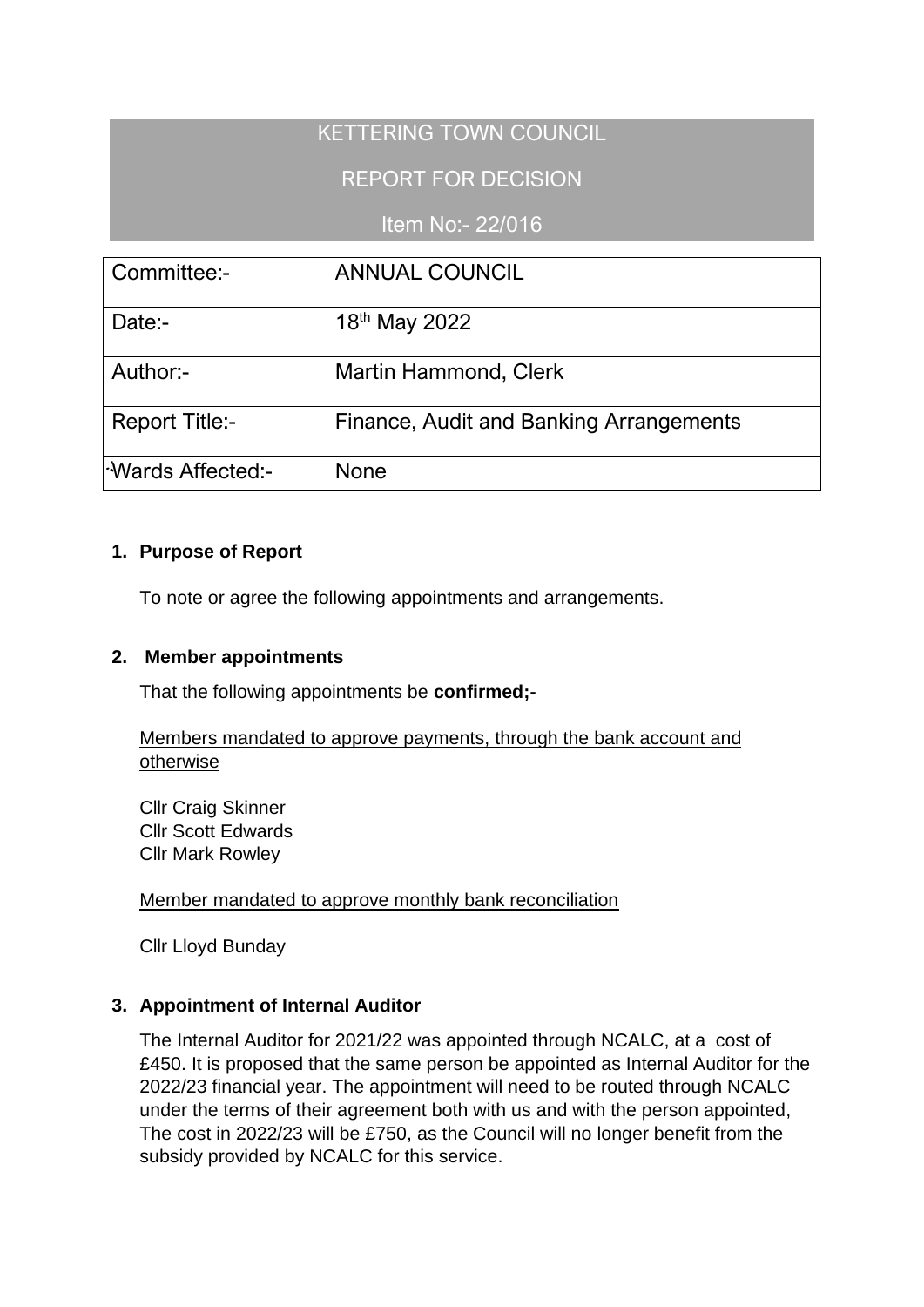# KETTERING TOWN COUNCIL

## REPORT FOR DECISION

### Item No:- 22/016

| Committee:- | ANNUAL COUNCIL |
|---|---|
| Date:- | 18th May 2022 |
| Author:- | Martin Hammond, Clerk |
| Report Title:- | Finance, Audit and Banking Arrangements |
| Wards Affected:- | None |

**1. Purpose of Report**

To note or agree the following appointments and arrangements.

**2. Member appointments**

That the following appointments be **confirmed;-**

Members mandated to approve payments, through the bank account and otherwise

Cllr Craig Skinner
Cllr Scott Edwards
Cllr Mark Rowley

Member mandated to approve monthly bank reconciliation

Cllr Lloyd Bunday

**3. Appointment of Internal Auditor**

The Internal Auditor for 2021/22 was appointed through NCALC, at a cost of £450. It is proposed that the same person be appointed as Internal Auditor for the 2022/23 financial year. The appointment will need to be routed through NCALC under the terms of their agreement both with us and with the person appointed, The cost in 2022/23 will be £750, as the Council will no longer benefit from the subsidy provided by NCALC for this service.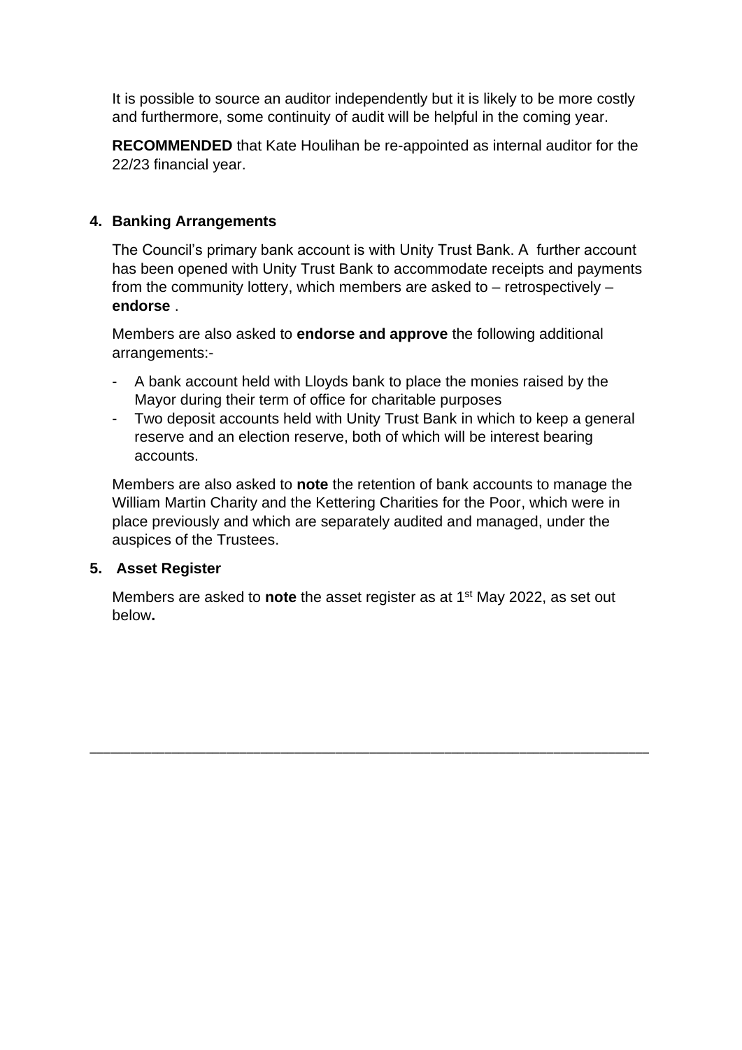It is possible to source an auditor independently but it is likely to be more costly and furthermore, some continuity of audit will be helpful in the coming year.

**RECOMMENDED** that Kate Houlihan be re-appointed as internal auditor for the 22/23 financial year.

## 4. Banking Arrangements

The Council's primary bank account is with Unity Trust Bank. A further account has been opened with Unity Trust Bank to accommodate receipts and payments from the community lottery, which members are asked to – retrospectively – **endorse** .

Members are also asked to **endorse and approve** the following additional arrangements:-

- A bank account held with Lloyds bank to place the monies raised by the Mayor during their term of office for charitable purposes
- Two deposit accounts held with Unity Trust Bank in which to keep a general reserve and an election reserve, both of which will be interest bearing accounts.

Members are also asked to **note** the retention of bank accounts to manage the William Martin Charity and the Kettering Charities for the Poor, which were in place previously and which are separately audited and managed, under the auspices of the Trustees.

## 5. Asset Register

Members are asked to **note** the asset register as at 1st May 2022, as set out below**.**

---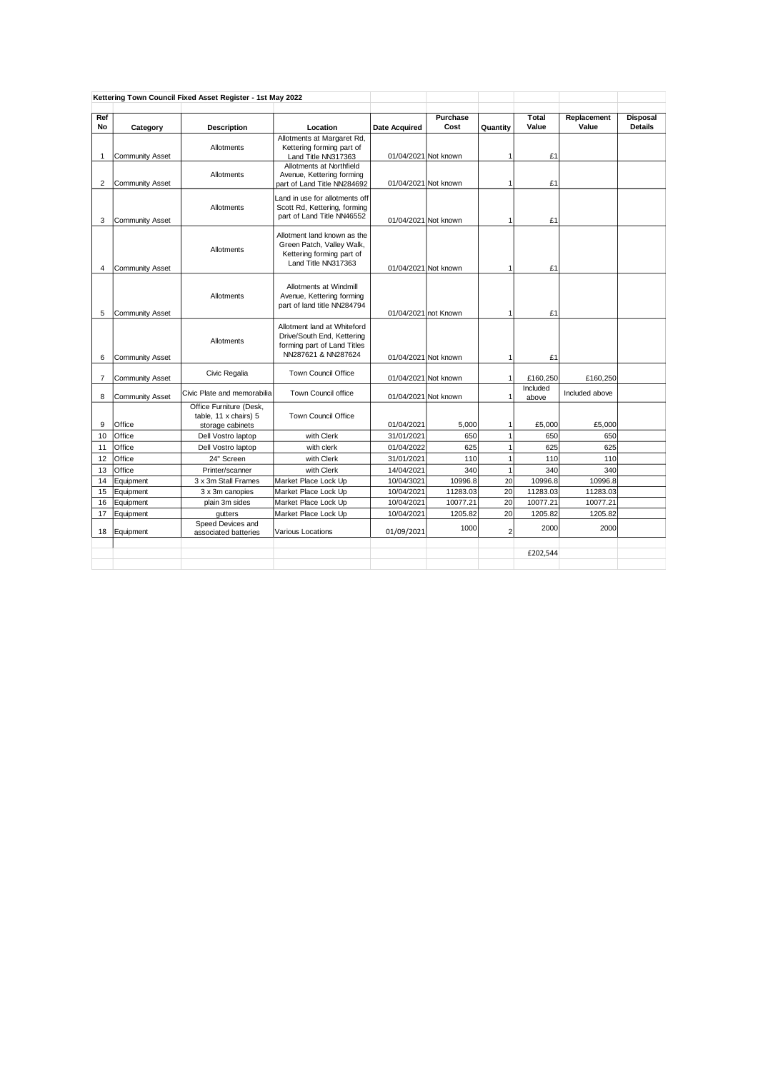**Kettering Town Council Fixed Asset Register - 1st May 2022**

| Ref No | Category | Description | Location | Date Acquired | Purchase Cost | Quantity | Total Value | Replacement Value | Disposal Details |
|---|---|---|---|---|---|---|---|---|---|
| 1 | Community Asset | Allotments | Allotments at Margaret Rd, Kettering forming part of Land Title NN317363 | 01/04/2021 | Not known | 1 | £1 | | |
| 2 | Community Asset | Allotments | Allotments at Northfield Avenue, Kettering forming part of Land Title NN284692 | 01/04/2021 | Not known | 1 | £1 | | |
| 3 | Community Asset | Allotments | Land in use for allotments off Scott Rd, Kettering, forming part of Land Title NN46552 | 01/04/2021 | Not known | 1 | £1 | | |
| 4 | Community Asset | Allotments | Allotment land known as the Green Patch, Valley Walk, Kettering forming part of Land Title NN317363 | 01/04/2021 | Not known | 1 | £1 | | |
| 5 | Community Asset | Allotments | Allotments at Windmill Avenue, Kettering forming part of land title NN284794 | 01/04/2021 | not Known | 1 | £1 | | |
| 6 | Community Asset | Allotments | Allotment land at Whiteford Drive/South End, Kettering forming part of Land Titles NN287621 & NN287624 | 01/04/2021 | Not known | 1 | £1 | | |
| 7 | Community Asset | Civic Regalia | Town Council Office | 01/04/2021 | Not known | 1 | £160,250 | £160,250 | |
| 8 | Community Asset | Civic Plate and memorabilia | Town Council office | 01/04/2021 | Not known | 1 | Included above | Included above | |
| 9 | Office | Office Furniture (Desk, table, 11 x chairs) 5 storage cabinets | Town Council Office | 01/04/2021 | 5,000 | 1 | £5,000 | £5,000 | |
| 10 | Office | Dell Vostro laptop | with Clerk | 31/01/2021 | 650 | 1 | 650 | 650 | |
| 11 | Office | Dell Vostro laptop | with clerk | 01/04/2022 | 625 | 1 | 625 | 625 | |
| 12 | Office | 24" Screen | with Clerk | 31/01/2021 | 110 | 1 | 110 | 110 | |
| 13 | Office | Printer/scanner | with Clerk | 14/04/2021 | 340 | 1 | 340 | 340 | |
| 14 | Equipment | 3 x 3m Stall Frames | Market Place Lock Up | 10/04/2021 | 10996.8 | 20 | 10996.8 | 10996.8 | |
| 15 | Equipment | 3 x 3m canopies | Market Place Lock Up | 10/04/2021 | 11283.03 | 20 | 11283.03 | 11283.03 | |
| 16 | Equipment | plain 3m sides | Market Place Lock Up | 10/04/2021 | 10077.21 | 20 | 10077.21 | 10077.21 | |
| 17 | Equipment | gutters | Market Place Lock Up | 10/04/2021 | 1205.82 | 20 | 1205.82 | 1205.82 | |
| 18 | Equipment | Speed Devices and associated batteries | Various Locations | 01/09/2021 | 1000 | 2 | 2000 | 2000 | |
| | | | | | | | £202,544 | | |